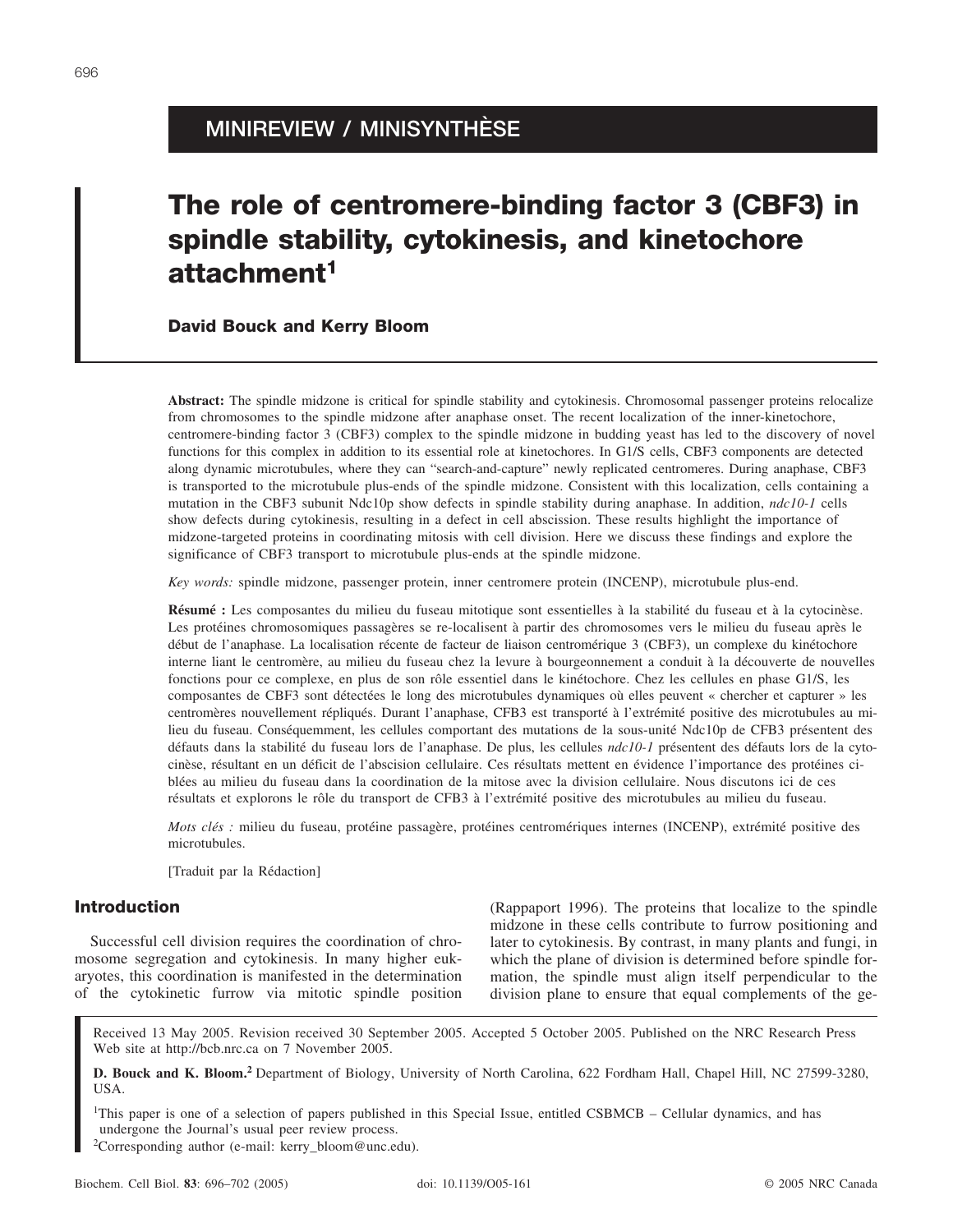MINIREVIEW / MINISYNTHÈSE

# The role of centromere-binding factor 3 (CBF3) in spindle stability, cytokinesis, and kinetochore attachment[1]

**David Bouck and Kerry Bloom**

**Abstract:** The spindle midzone is critical for spindle stability and cytokinesis. Chromosomal passenger proteins relocalize from chromosomes to the spindle midzone after anaphase onset. The recent localization of the inner-kinetochore, centromere-binding factor 3 (CBF3) complex to the spindle midzone in budding yeast has led to the discovery of novel functions for this complex in addition to its essential role at kinetochores. In G1/S cells, CBF3 components are detected along dynamic microtubules, where they can "search-and-capture" newly replicated centromeres. During anaphase, CBF3 is transported to the microtubule plus-ends of the spindle midzone. Consistent with this localization, cells containing a mutation in the CBF3 subunit Ndc10p show defects in spindle stability during anaphase. In addition, *ndc10-1* cells show defects during cytokinesis, resulting in a defect in cell abscission. These results highlight the importance of midzone-targeted proteins in coordinating mitosis with cell division. Here we discuss these findings and explore the significance of CBF3 transport to microtubule plus-ends at the spindle midzone.

*Key words:* spindle midzone, passenger protein, inner centromere protein (INCENP), microtubule plus-end.

**Résumé :** Les composantes du milieu du fuseau mitotique sont essentielles à la stabilité du fuseau et à la cytocinèse. Les protéines chromosomiques passagères se re-localisent à partir des chromosomes vers le milieu du fuseau après le début de l'anaphase. La localisation récente de facteur de liaison centromérique 3 (CBF3), un complexe du kinétochore interne liant le centromère, au milieu du fuseau chez la levure à bourgeonnement a conduit à la découverte de nouvelles fonctions pour ce complexe, en plus de son rôle essentiel dans le kinétochore. Chez les cellules en phase G1/S, les composantes de CBF3 sont détectées le long des microtubules dynamiques où elles peuvent « chercher et capturer » les centromères nouvellement répliqués. Durant l'anaphase, CFB3 est transporté à l'extrémité positive des microtubules au milieu du fuseau. Conséquemment, les cellules comportant des mutations de la sous-unité Ndc10p de CFB3 présentent des défauts dans la stabilité du fuseau lors de l'anaphase. De plus, les cellules *ndc10-1* présentent des défauts lors de la cytocinèse, résultant en un déficit de l'abscision cellulaire. Ces résultats mettent en évidence l'importance des protéines ciblées au milieu du fuseau dans la coordination de la mitose avec la division cellulaire. Nous discutons ici de ces résultats et explorons le rôle du transport de CFB3 à l'extrémité positive des microtubules au milieu du fuseau.

*Mots clés :* milieu du fuseau, protéine passagère, protéines centromériques internes (INCENP), extrémité positive des microtubules.

[Traduit par la Rédaction]

## Introduction

Successful cell division requires the coordination of chromosome segregation and cytokinesis. In many higher eukaryotes, this coordination is manifested in the determination of the cytokinetic furrow via mitotic spindle position (Rappaport 1996). The proteins that localize to the spindle midzone in these cells contribute to furrow positioning and later to cytokinesis. By contrast, in many plants and fungi, in which the plane of division is determined before spindle formation, the spindle must align itself perpendicular to the division plane to ensure that equal complements of the ge-

Received 13 May 2005. Revision received 30 September 2005. Accepted 5 October 2005. Published on the NRC Research Press Web site at http://bcb.nrc.ca on 7 November 2005.

**D. Bouck and K. Bloom.[2]** Department of Biology, University of North Carolina, 622 Fordham Hall, Chapel Hill, NC 27599-3280, USA.

[1]This paper is one of a selection of papers published in this Special Issue, entitled CSBMCB – Cellular dynamics, and has undergone the Journal's usual peer review process.

[2]Corresponding author (e-mail: kerry_bloom@unc.edu).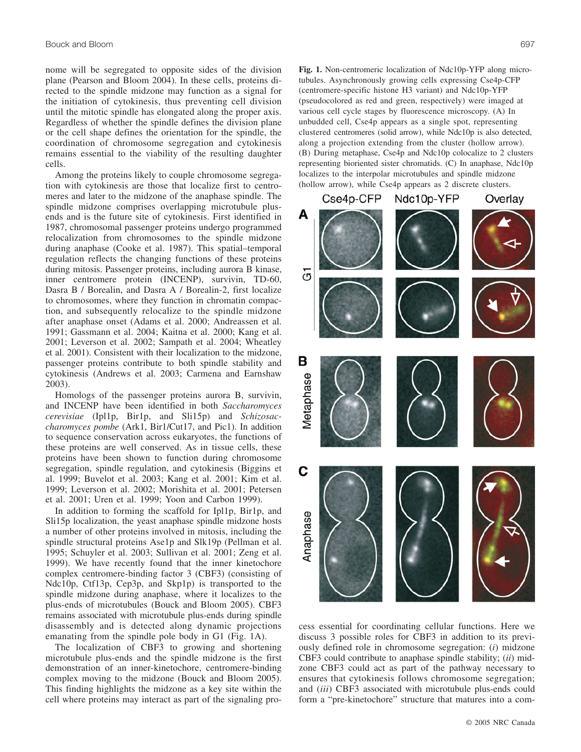some will be segregated to opposite sides of the division plane (Pearson and Bloom 2004). In these cells, proteins directed to the spindle midzone may function as a signal for the initiation of cytokinesis, thus preventing cell division until the mitotic spindle has elongated along the proper axis. Regardless of whether the spindle defines the division plane or the cell shape defines the orientation for the spindle, the coordination of chromosome segregation and cytokinesis remains essential to the viability of the resulting daughter cells.

Among the proteins likely to couple chromosome segregation with cytokinesis are those that localize first to centromeres and later to the midzone of the anaphase spindle. The spindle midzone comprises overlapping microtubule plus-ends and is the future site of cytokinesis. First identified in 1987, chromosomal passenger proteins undergo programmed relocalization from chromosomes to the spindle midzone during anaphase (Cooke et al. 1987). This spatial–temporal regulation reflects the changing functions of these proteins during mitosis. Passenger proteins, including aurora B kinase, inner centromere protein (INCENP), survivin, TD-60, Dasra B / Borealin, and Dasra A / Borealin-2, first localize to chromosomes, where they function in chromatin compaction, and subsequently relocalize to the spindle midzone after anaphase onset (Adams et al. 2000; Andreassen et al. 1991; Gassmann et al. 2004; Kaitna et al. 2000; Kang et al. 2001; Leverson et al. 2002; Sampath et al. 2004; Wheatley et al. 2001). Consistent with their localization to the midzone, passenger proteins contribute to both spindle stability and cytokinesis (Andrews et al. 2003; Carmena and Earnshaw 2003).

Homologs of the passenger proteins aurora B, survivin, and INCENP have been identified in both *Saccharomyces cerevisiae* (Ipl1p, Bir1p, and Sli15p) and *Schizosaccharomyces pombe* (Ark1, Bir1/Cut17, and Pic1). In addition to sequence conservation across eukaryotes, the functions of these proteins are well conserved. As in tissue cells, these proteins have been shown to function during chromosome segregation, spindle regulation, and cytokinesis (Biggins et al. 1999; Buvelot et al. 2003; Kang et al. 2001; Kim et al. 1999; Leverson et al. 2002; Morishita et al. 2001; Petersen et al. 2001; Uren et al. 1999; Yoon and Carbon 1999).

In addition to forming the scaffold for Ipl1p, Bir1p, and Sli15p localization, the yeast anaphase spindle midzone hosts a number of other proteins involved in mitosis, including the spindle structural proteins Ase1p and Slk19p (Pellman et al. 1995; Schuyler et al. 2003; Sullivan et al. 2001; Zeng et al. 1999). We have recently found that the inner kinetochore complex centromere-binding factor 3 (CBF3) (consisting of Ndc10p, Ctf13p, Cep3p, and Skp1p) is transported to the spindle midzone during anaphase, where it localizes to the plus-ends of microtubules (Bouck and Bloom 2005). CBF3 remains associated with microtubule plus-ends during spindle disassembly and is detected along dynamic projections emanating from the spindle pole body in G1 (Fig. 1A).

The localization of CBF3 to growing and shortening microtubule plus-ends and the spindle midzone is the first demonstration of an inner-kinetochore, centromere-binding complex moving to the midzone (Bouck and Bloom 2005). This finding highlights the midzone as a key site within the cell where proteins may interact as part of the signaling process essential for coordinating cellular functions. Here we discuss 3 possible roles for CBF3 in addition to its previously defined role in chromosome segregation: (*i*) midzone CBF3 could contribute to anaphase spindle stability; (*ii*) midzone CBF3 could act as part of the pathway necessary to ensures that cytokinesis follows chromosome segregation; and (*iii*) CBF3 associated with microtubule plus-ends could form a "pre-kinetochore" structure that matures into a com-

**Fig. 1.** Non-centromeric localization of Ndc10p-YFP along microtubules. Asynchronously growing cells expressing Cse4p-CFP (centromere-specific histone H3 variant) and Ndc10p-YFP (pseudocolored as red and green, respectively) were imaged at various cell cycle stages by fluorescence microscopy. (A) In unbudded cell, Cse4p appears as a single spot, representing clustered centromeres (solid arrow), while Ndc10p is also detected, along a projection extending from the cluster (hollow arrow). (B) During metaphase, Cse4p and Ndc10p colocalize to 2 clusters representing bioriented sister chromatids. (C) In anaphase, Ndc10p localizes to the interpolar microtubules and spindle midzone (hollow arrow), while Cse4p appears as 2 discrete clusters.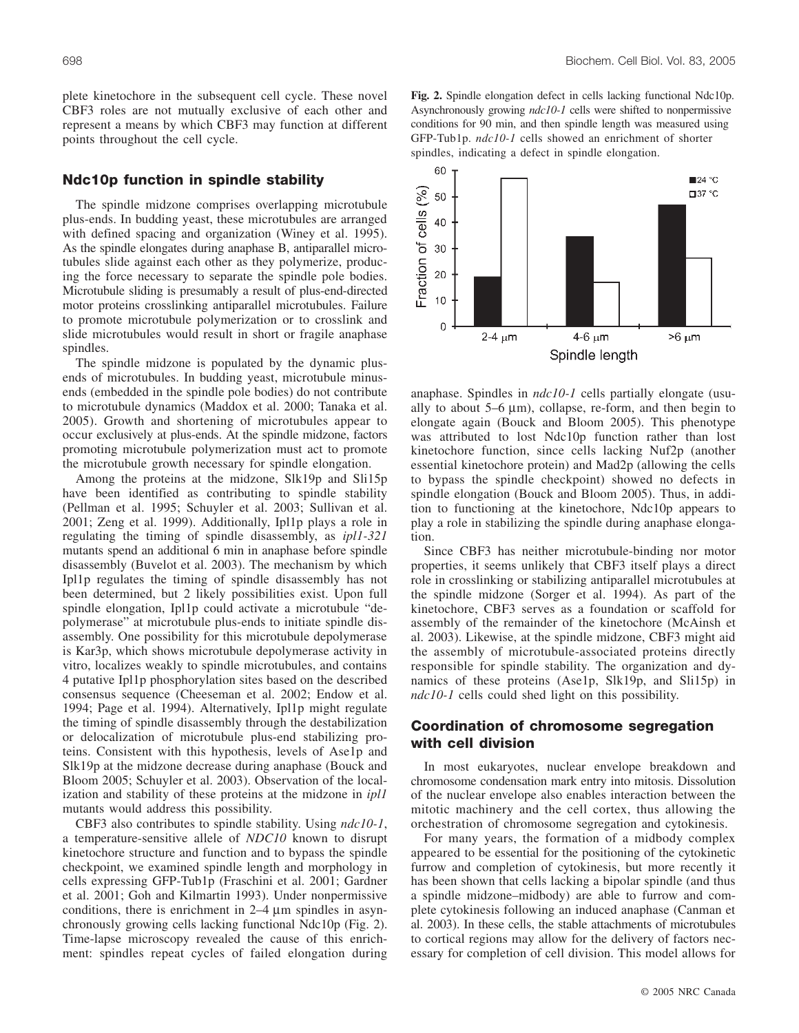plete kinetochore in the subsequent cell cycle. These novel CBF3 roles are not mutually exclusive of each other and represent a means by which CBF3 may function at different points throughout the cell cycle.

## Ndc10p function in spindle stability

The spindle midzone comprises overlapping microtubule plus-ends. In budding yeast, these microtubules are arranged with defined spacing and organization (Winey et al. 1995). As the spindle elongates during anaphase B, antiparallel microtubules slide against each other as they polymerize, producing the force necessary to separate the spindle pole bodies. Microtubule sliding is presumably a result of plus-end-directed motor proteins crosslinking antiparallel microtubules. Failure to promote microtubule polymerization or to crosslink and slide microtubules would result in short or fragile anaphase spindles.

The spindle midzone is populated by the dynamic plus-ends of microtubules. In budding yeast, microtubule minus-ends (embedded in the spindle pole bodies) do not contribute to microtubule dynamics (Maddox et al. 2000; Tanaka et al. 2005). Growth and shortening of microtubules appear to occur exclusively at plus-ends. At the spindle midzone, factors promoting microtubule polymerization must act to promote the microtubule growth necessary for spindle elongation.

Among the proteins at the midzone, Slk19p and Sli15p have been identified as contributing to spindle stability (Pellman et al. 1995; Schuyler et al. 2003; Sullivan et al. 2001; Zeng et al. 1999). Additionally, Ipl1p plays a role in regulating the timing of spindle disassembly, as *ipl1-321* mutants spend an additional 6 min in anaphase before spindle disassembly (Buvelot et al. 2003). The mechanism by which Ipl1p regulates the timing of spindle disassembly has not been determined, but 2 likely possibilities exist. Upon full spindle elongation, Ipl1p could activate a microtubule "depolymerase" at microtubule plus-ends to initiate spindle disassembly. One possibility for this microtubule depolymerase is Kar3p, which shows microtubule depolymerase activity in vitro, localizes weakly to spindle microtubules, and contains 4 putative Ipl1p phosphorylation sites based on the described consensus sequence (Cheeseman et al. 2002; Endow et al. 1994; Page et al. 1994). Alternatively, Ipl1p might regulate the timing of spindle disassembly through the destabilization or delocalization of microtubule plus-end stabilizing proteins. Consistent with this hypothesis, levels of Ase1p and Slk19p at the midzone decrease during anaphase (Bouck and Bloom 2005; Schuyler et al. 2003). Observation of the localization and stability of these proteins at the midzone in *ipl1* mutants would address this possibility.

CBF3 also contributes to spindle stability. Using *ndc10-1*, a temperature-sensitive allele of *NDC10* known to disrupt kinetochore structure and function and to bypass the spindle checkpoint, we examined spindle length and morphology in cells expressing GFP-Tub1p (Fraschini et al. 2001; Gardner et al. 2001; Goh and Kilmartin 1993). Under nonpermissive conditions, there is enrichment in 2–4 µm spindles in asynchronously growing cells lacking functional Ndc10p (Fig. 2). Time-lapse microscopy revealed the cause of this enrichment: spindles repeat cycles of failed elongation during anaphase. Spindles in *ndc10-1* cells partially elongate (usually to about 5–6 µm), collapse, re-form, and then begin to elongate again (Bouck and Bloom 2005). This phenotype was attributed to lost Ndc10p function rather than lost kinetochore function, since cells lacking Nuf2p (another essential kinetochore protein) and Mad2p (allowing the cells to bypass the spindle checkpoint) showed no defects in spindle elongation (Bouck and Bloom 2005). Thus, in addition to functioning at the kinetochore, Ndc10p appears to play a role in stabilizing the spindle during anaphase elongation.

**Fig. 2.** Spindle elongation defect in cells lacking functional Ndc10p. Asynchronously growing *ndc10-1* cells were shifted to nonpermissive conditions for 90 min, and then spindle length was measured using GFP-Tub1p. *ndc10-1* cells showed an enrichment of shorter spindles, indicating a defect in spindle elongation.

Since CBF3 has neither microtubule-binding nor motor properties, it seems unlikely that CBF3 itself plays a direct role in crosslinking or stabilizing antiparallel microtubules at the spindle midzone (Sorger et al. 1994). As part of the kinetochore, CBF3 serves as a foundation or scaffold for assembly of the remainder of the kinetochore (McAinsh et al. 2003). Likewise, at the spindle midzone, CBF3 might aid the assembly of microtubule-associated proteins directly responsible for spindle stability. The organization and dynamics of these proteins (Ase1p, Slk19p, and Sli15p) in *ndc10-1* cells could shed light on this possibility.

## Coordination of chromosome segregation with cell division

In most eukaryotes, nuclear envelope breakdown and chromosome condensation mark entry into mitosis. Dissolution of the nuclear envelope also enables interaction between the mitotic machinery and the cell cortex, thus allowing the orchestration of chromosome segregation and cytokinesis.

For many years, the formation of a midbody complex appeared to be essential for the positioning of the cytokinetic furrow and completion of cytokinesis, but more recently it has been shown that cells lacking a bipolar spindle (and thus a spindle midzone–midbody) are able to furrow and complete cytokinesis following an induced anaphase (Canman et al. 2003). In these cells, the stable attachments of microtubules to cortical regions may allow for the delivery of factors necessary for completion of cell division. This model allows for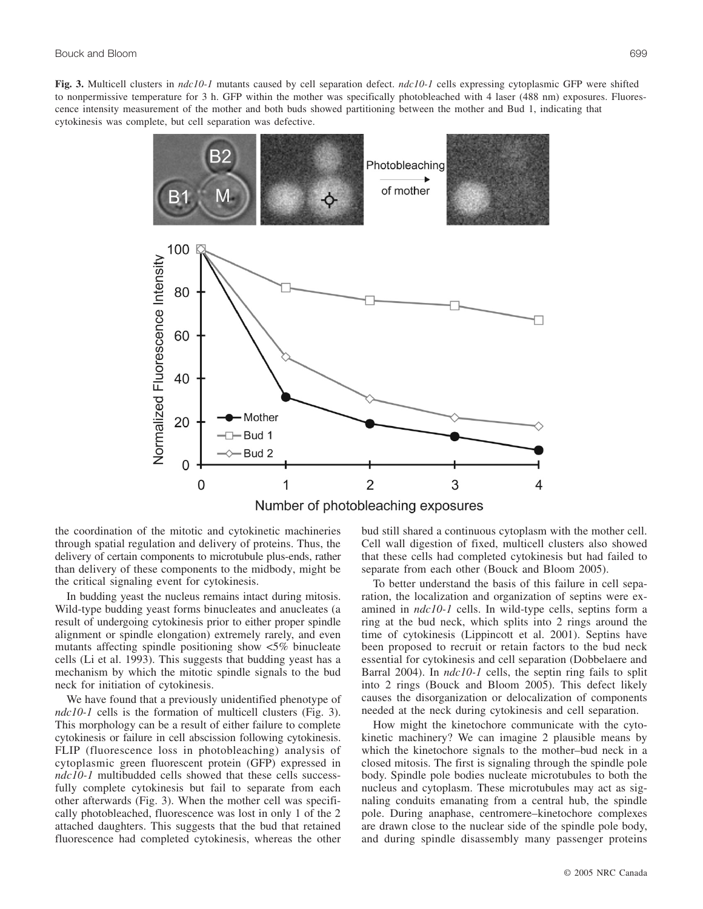**Fig. 3.** Multicell clusters in *ndc10-1* mutants caused by cell separation defect. *ndc10-1* cells expressing cytoplasmic GFP were shifted to nonpermissive temperature for 3 h. GFP within the mother was specifically photobleached with 4 laser (488 nm) exposures. Fluorescence intensity measurement of the mother and both buds showed partitioning between the mother and Bud 1, indicating that cytokinesis was complete, but cell separation was defective.

the coordination of the mitotic and cytokinetic machineries through spatial regulation and delivery of proteins. Thus, the delivery of certain components to microtubule plus-ends, rather than delivery of these components to the midbody, might be the critical signaling event for cytokinesis.

In budding yeast the nucleus remains intact during mitosis. Wild-type budding yeast forms binucleates and anucleates (a result of undergoing cytokinesis prior to either proper spindle alignment or spindle elongation) extremely rarely, and even mutants affecting spindle positioning show <5% binucleate cells (Li et al. 1993). This suggests that budding yeast has a mechanism by which the mitotic spindle signals to the bud neck for initiation of cytokinesis.

We have found that a previously unidentified phenotype of *ndc10-1* cells is the formation of multicell clusters (Fig. 3). This morphology can be a result of either failure to complete cytokinesis or failure in cell abscission following cytokinesis. FLIP (fluorescence loss in photobleaching) analysis of cytoplasmic green fluorescent protein (GFP) expressed in *ndc10-1* multibudded cells showed that these cells successfully complete cytokinesis but fail to separate from each other afterwards (Fig. 3). When the mother cell was specifically photobleached, fluorescence was lost in only 1 of the 2 attached daughters. This suggests that the bud that retained fluorescence had completed cytokinesis, whereas the other bud still shared a continuous cytoplasm with the mother cell. Cell wall digestion of fixed, multicell clusters also showed that these cells had completed cytokinesis but had failed to separate from each other (Bouck and Bloom 2005).

To better understand the basis of this failure in cell separation, the localization and organization of septins were examined in *ndc10-1* cells. In wild-type cells, septins form a ring at the bud neck, which splits into 2 rings around the time of cytokinesis (Lippincott et al. 2001). Septins have been proposed to recruit or retain factors to the bud neck essential for cytokinesis and cell separation (Dobbelaere and Barral 2004). In *ndc10-1* cells, the septin ring fails to split into 2 rings (Bouck and Bloom 2005). This defect likely causes the disorganization or delocalization of components needed at the neck during cytokinesis and cell separation.

How might the kinetochore communicate with the cytokinetic machinery? We can imagine 2 plausible means by which the kinetochore signals to the mother–bud neck in a closed mitosis. The first is signaling through the spindle pole body. Spindle pole bodies nucleate microtubules to both the nucleus and cytoplasm. These microtubules may act as signaling conduits emanating from a central hub, the spindle pole. During anaphase, centromere–kinetochore complexes are drawn close to the nuclear side of the spindle pole body, and during spindle disassembly many passenger proteins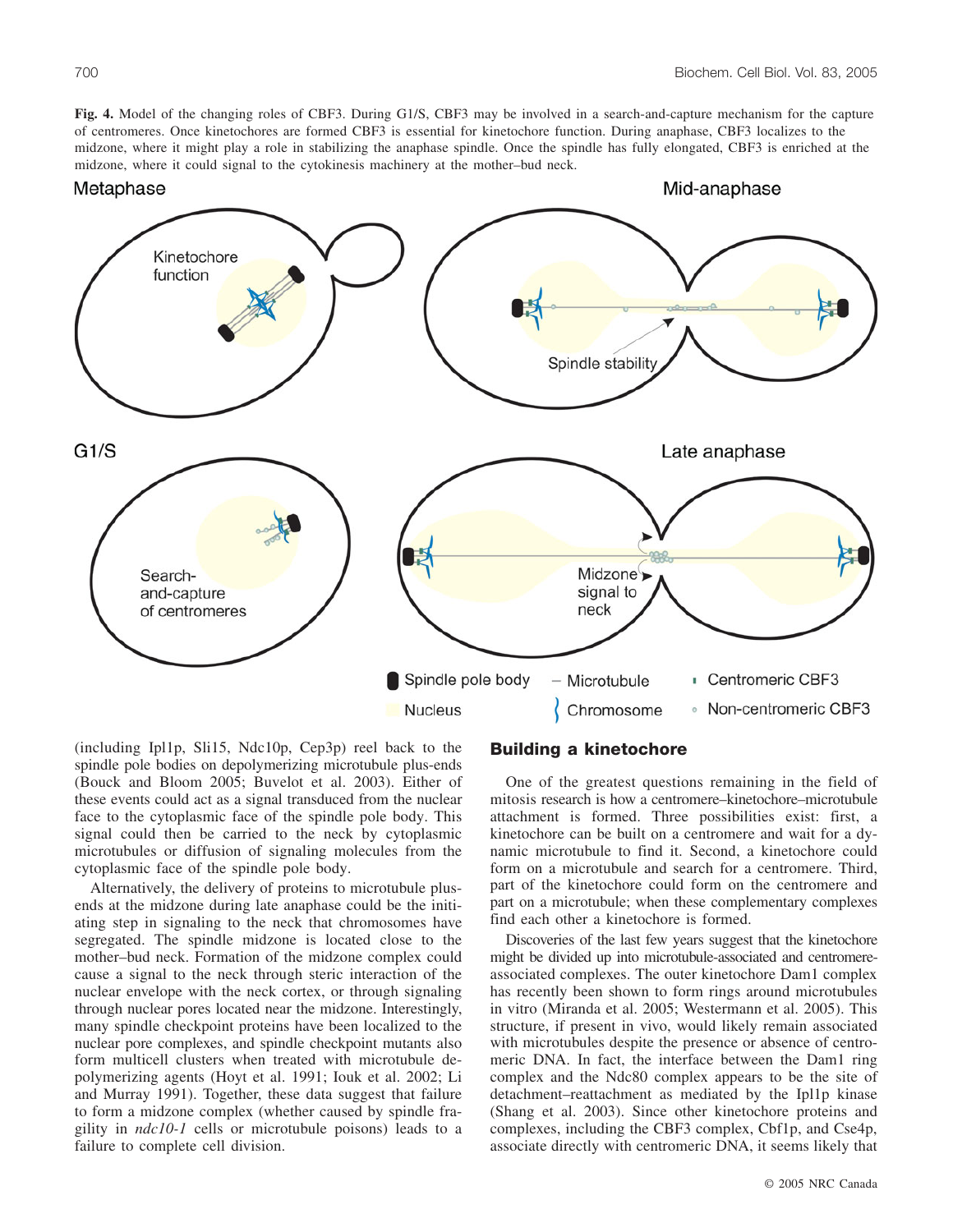**Fig. 4.** Model of the changing roles of CBF3. During G1/S, CBF3 may be involved in a search-and-capture mechanism for the capture of centromeres. Once kinetochores are formed CBF3 is essential for kinetochore function. During anaphase, CBF3 localizes to the midzone, where it might play a role in stabilizing the anaphase spindle. Once the spindle has fully elongated, CBF3 is enriched at the midzone, where it could signal to the cytokinesis machinery at the mother–bud neck.

(including Ipl1p, Sli15, Ndc10p, Cep3p) reel back to the spindle pole bodies on depolymerizing microtubule plus-ends (Bouck and Bloom 2005; Buvelot et al. 2003). Either of these events could act as a signal transduced from the nuclear face to the cytoplasmic face of the spindle pole body. This signal could then be carried to the neck by cytoplasmic microtubules or diffusion of signaling molecules from the cytoplasmic face of the spindle pole body.

Alternatively, the delivery of proteins to microtubule plus-ends at the midzone during late anaphase could be the initiating step in signaling to the neck that chromosomes have segregated. The spindle midzone is located close to the mother–bud neck. Formation of the midzone complex could cause a signal to the neck through steric interaction of the nuclear envelope with the neck cortex, or through signaling through nuclear pores located near the midzone. Interestingly, many spindle checkpoint proteins have been localized to the nuclear pore complexes, and spindle checkpoint mutants also form multicell clusters when treated with microtubule depolymerizing agents (Hoyt et al. 1991; Iouk et al. 2002; Li and Murray 1991). Together, these data suggest that failure to form a midzone complex (whether caused by spindle fragility in *ndc10-1* cells or microtubule poisons) leads to a failure to complete cell division.

## Building a kinetochore

One of the greatest questions remaining in the field of mitosis research is how a centromere–kinetochore–microtubule attachment is formed. Three possibilities exist: first, a kinetochore can be built on a centromere and wait for a dynamic microtubule to find it. Second, a kinetochore could form on a microtubule and search for a centromere. Third, part of the kinetochore could form on the centromere and part on a microtubule; when these complementary complexes find each other a kinetochore is formed.

Discoveries of the last few years suggest that the kinetochore might be divided up into microtubule-associated and centromere-associated complexes. The outer kinetochore Dam1 complex has recently been shown to form rings around microtubules in vitro (Miranda et al. 2005; Westermann et al. 2005). This structure, if present in vivo, would likely remain associated with microtubules despite the presence or absence of centromeric DNA. In fact, the interface between the Dam1 ring complex and the Ndc80 complex appears to be the site of detachment–reattachment as mediated by the Ipl1p kinase (Shang et al. 2003). Since other kinetochore proteins and complexes, including the CBF3 complex, Cbf1p, and Cse4p, associate directly with centromeric DNA, it seems likely that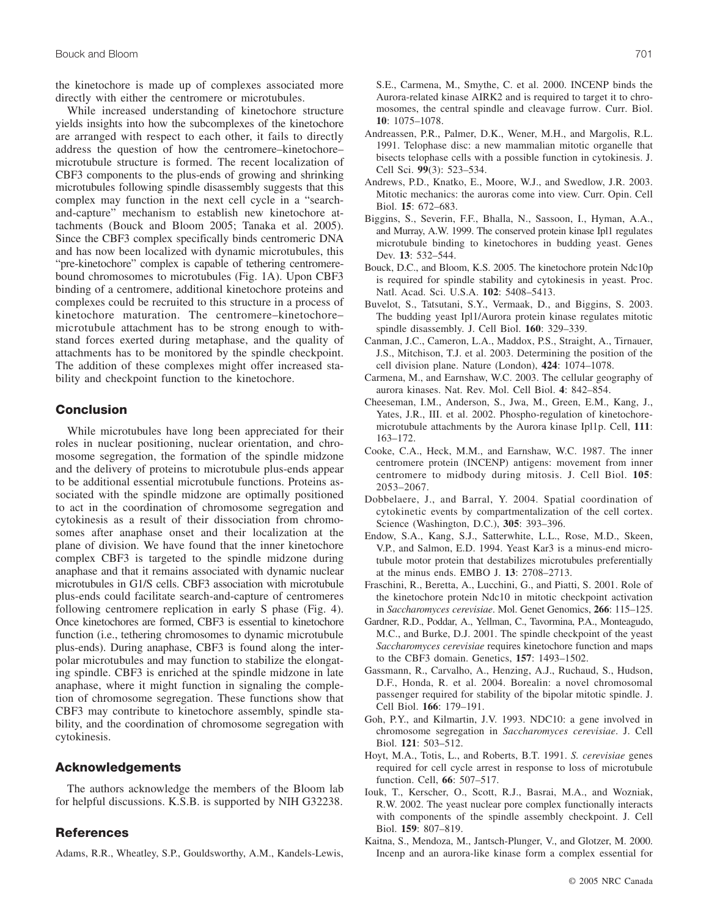the kinetochore is made up of complexes associated more directly with either the centromere or microtubules.

While increased understanding of kinetochore structure yields insights into how the subcomplexes of the kinetochore are arranged with respect to each other, it fails to directly address the question of how the centromere–kinetochore–microtubule structure is formed. The recent localization of CBF3 components to the plus-ends of growing and shrinking microtubules following spindle disassembly suggests that this complex may function in the next cell cycle in a "search-and-capture" mechanism to establish new kinetochore attachments (Bouck and Bloom 2005; Tanaka et al. 2005). Since the CBF3 complex specifically binds centromeric DNA and has now been localized with dynamic microtubules, this "pre-kinetochore" complex is capable of tethering centromere-bound chromosomes to microtubules (Fig. 1A). Upon CBF3 binding of a centromere, additional kinetochore proteins and complexes could be recruited to this structure in a process of kinetochore maturation. The centromere–kinetochore–microtubule attachment has to be strong enough to withstand forces exerted during metaphase, and the quality of attachments has to be monitored by the spindle checkpoint. The addition of these complexes might offer increased stability and checkpoint function to the kinetochore.

## Conclusion

While microtubules have long been appreciated for their roles in nuclear positioning, nuclear orientation, and chromosome segregation, the formation of the spindle midzone and the delivery of proteins to microtubule plus-ends appear to be additional essential microtubule functions. Proteins associated with the spindle midzone are optimally positioned to act in the coordination of chromosome segregation and cytokinesis as a result of their dissociation from chromosomes after anaphase onset and their localization at the plane of division. We have found that the inner kinetochore complex CBF3 is targeted to the spindle midzone during anaphase and that it remains associated with dynamic nuclear microtubules in G1/S cells. CBF3 association with microtubule plus-ends could facilitate search-and-capture of centromeres following centromere replication in early S phase (Fig. 4). Once kinetochores are formed, CBF3 is essential to kinetochore function (i.e., tethering chromosomes to dynamic microtubule plus-ends). During anaphase, CBF3 is found along the interpolar microtubules and may function to stabilize the elongating spindle. CBF3 is enriched at the spindle midzone in late anaphase, where it might function in signaling the completion of chromosome segregation. These functions show that CBF3 may contribute to kinetochore assembly, spindle stability, and the coordination of chromosome segregation with cytokinesis.

## Acknowledgements

The authors acknowledge the members of the Bloom lab for helpful discussions. K.S.B. is supported by NIH G32238.

## References

Adams, R.R., Wheatley, S.P., Gouldsworthy, A.M., Kandels-Lewis, S.E., Carmena, M., Smythe, C. et al. 2000. INCENP binds the Aurora-related kinase AIRK2 and is required to target it to chromosomes, the central spindle and cleavage furrow. Curr. Biol. **10**: 1075–1078.

Andreassen, P.R., Palmer, D.K., Wener, M.H., and Margolis, R.L. 1991. Telophase disc: a new mammalian mitotic organelle that bisects telophase cells with a possible function in cytokinesis. J. Cell Sci. **99**(3): 523–534.

Andrews, P.D., Knatko, E., Moore, W.J., and Swedlow, J.R. 2003. Mitotic mechanics: the auroras come into view. Curr. Opin. Cell Biol. **15**: 672–683.

Biggins, S., Severin, F.F., Bhalla, N., Sassoon, I., Hyman, A.A., and Murray, A.W. 1999. The conserved protein kinase Ipl1 regulates microtubule binding to kinetochores in budding yeast. Genes Dev. **13**: 532–544.

Bouck, D.C., and Bloom, K.S. 2005. The kinetochore protein Ndc10p is required for spindle stability and cytokinesis in yeast. Proc. Natl. Acad. Sci. U.S.A. **102**: 5408–5413.

Buvelot, S., Tatsutani, S.Y., Vermaak, D., and Biggins, S. 2003. The budding yeast Ipl1/Aurora protein kinase regulates mitotic spindle disassembly. J. Cell Biol. **160**: 329–339.

Canman, J.C., Cameron, L.A., Maddox, P.S., Straight, A., Tirnauer, J.S., Mitchison, T.J. et al. 2003. Determining the position of the cell division plane. Nature (London), **424**: 1074–1078.

Carmena, M., and Earnshaw, W.C. 2003. The cellular geography of aurora kinases. Nat. Rev. Mol. Cell Biol. **4**: 842–854.

Cheeseman, I.M., Anderson, S., Jwa, M., Green, E.M., Kang, J., Yates, J.R., III. et al. 2002. Phospho-regulation of kinetochore-microtubule attachments by the Aurora kinase Ipl1p. Cell, **111**: 163–172.

Cooke, C.A., Heck, M.M., and Earnshaw, W.C. 1987. The inner centromere protein (INCENP) antigens: movement from inner centromere to midbody during mitosis. J. Cell Biol. **105**: 2053–2067.

Dobbelaere, J., and Barral, Y. 2004. Spatial coordination of cytokinetic events by compartmentalization of the cell cortex. Science (Washington, D.C.), **305**: 393–396.

Endow, S.A., Kang, S.J., Satterwhite, L.L., Rose, M.D., Skeen, V.P., and Salmon, E.D. 1994. Yeast Kar3 is a minus-end microtubule motor protein that destabilizes microtubules preferentially at the minus ends. EMBO J. **13**: 2708–2713.

Fraschini, R., Beretta, A., Lucchini, G., and Piatti, S. 2001. Role of the kinetochore protein Ndc10 in mitotic checkpoint activation in *Saccharomyces cerevisiae*. Mol. Genet Genomics, **266**: 115–125.

Gardner, R.D., Poddar, A., Yellman, C., Tavormina, P.A., Monteagudo, M.C., and Burke, D.J. 2001. The spindle checkpoint of the yeast *Saccharomyces cerevisiae* requires kinetochore function and maps to the CBF3 domain. Genetics, **157**: 1493–1502.

Gassmann, R., Carvalho, A., Henzing, A.J., Ruchaud, S., Hudson, D.F., Honda, R. et al. 2004. Borealin: a novel chromosomal passenger required for stability of the bipolar mitotic spindle. J. Cell Biol. **166**: 179–191.

Goh, P.Y., and Kilmartin, J.V. 1993. NDC10: a gene involved in chromosome segregation in *Saccharomyces cerevisiae*. J. Cell Biol. **121**: 503–512.

Hoyt, M.A., Totis, L., and Roberts, B.T. 1991. *S. cerevisiae* genes required for cell cycle arrest in response to loss of microtubule function. Cell, **66**: 507–517.

Iouk, T., Kerscher, O., Scott, R.J., Basrai, M.A., and Wozniak, R.W. 2002. The yeast nuclear pore complex functionally interacts with components of the spindle assembly checkpoint. J. Cell Biol. **159**: 807–819.

Kaitna, S., Mendoza, M., Jantsch-Plunger, V., and Glotzer, M. 2000. Incenp and an aurora-like kinase form a complex essential for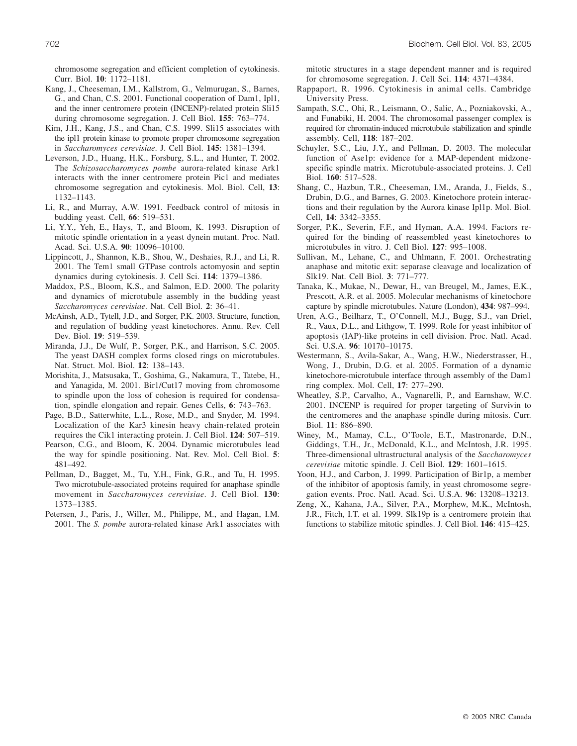chromosome segregation and efficient completion of cytokinesis. Curr. Biol. **10**: 1172–1181.

Kang, J., Cheeseman, I.M., Kallstrom, G., Velmurugan, S., Barnes, G., and Chan, C.S. 2001. Functional cooperation of Dam1, Ipl1, and the inner centromere protein (INCENP)-related protein Sli15 during chromosome segregation. J. Cell Biol. **155**: 763–774.

Kim, J.H., Kang, J.S., and Chan, C.S. 1999. Sli15 associates with the ipl1 protein kinase to promote proper chromosome segregation in *Saccharomyces cerevisiae*. J. Cell Biol. **145**: 1381–1394.

Leverson, J.D., Huang, H.K., Forsburg, S.L., and Hunter, T. 2002. The *Schizosaccharomyces pombe* aurora-related kinase Ark1 interacts with the inner centromere protein Pic1 and mediates chromosome segregation and cytokinesis. Mol. Biol. Cell, **13**: 1132–1143.

Li, R., and Murray, A.W. 1991. Feedback control of mitosis in budding yeast. Cell, **66**: 519–531.

Li, Y.Y., Yeh, E., Hays, T., and Bloom, K. 1993. Disruption of mitotic spindle orientation in a yeast dynein mutant. Proc. Natl. Acad. Sci. U.S.A. **90**: 10096–10100.

Lippincott, J., Shannon, K.B., Shou, W., Deshaies, R.J., and Li, R. 2001. The Tem1 small GTPase controls actomyosin and septin dynamics during cytokinesis. J. Cell Sci. **114**: 1379–1386.

Maddox, P.S., Bloom, K.S., and Salmon, E.D. 2000. The polarity and dynamics of microtubule assembly in the budding yeast *Saccharomyces cerevisiae*. Nat. Cell Biol. **2**: 36–41.

McAinsh, A.D., Tytell, J.D., and Sorger, P.K. 2003. Structure, function, and regulation of budding yeast kinetochores. Annu. Rev. Cell Dev. Biol. **19**: 519–539.

Miranda, J.J., De Wulf, P., Sorger, P.K., and Harrison, S.C. 2005. The yeast DASH complex forms closed rings on microtubules. Nat. Struct. Mol. Biol. **12**: 138–143.

Morishita, J., Matsusaka, T., Goshima, G., Nakamura, T., Tatebe, H., and Yanagida, M. 2001. Bir1/Cut17 moving from chromosome to spindle upon the loss of cohesion is required for condensation, spindle elongation and repair. Genes Cells, **6**: 743–763.

Page, B.D., Satterwhite, L.L., Rose, M.D., and Snyder, M. 1994. Localization of the Kar3 kinesin heavy chain-related protein requires the Cik1 interacting protein. J. Cell Biol. **124**: 507–519.

Pearson, C.G., and Bloom, K. 2004. Dynamic microtubules lead the way for spindle positioning. Nat. Rev. Mol. Cell Biol. **5**: 481–492.

Pellman, D., Bagget, M., Tu, Y.H., Fink, G.R., and Tu, H. 1995. Two microtubule-associated proteins required for anaphase spindle movement in *Saccharomyces cerevisiae*. J. Cell Biol. **130**: 1373–1385.

Petersen, J., Paris, J., Willer, M., Philippe, M., and Hagan, I.M. 2001. The *S. pombe* aurora-related kinase Ark1 associates with mitotic structures in a stage dependent manner and is required for chromosome segregation. J. Cell Sci. **114**: 4371–4384.

Rappaport, R. 1996. Cytokinesis in animal cells. Cambridge University Press.

Sampath, S.C., Ohi, R., Leismann, O., Salic, A., Pozniakovski, A., and Funabiki, H. 2004. The chromosomal passenger complex is required for chromatin-induced microtubule stabilization and spindle assembly. Cell, **118**: 187–202.

Schuyler, S.C., Liu, J.Y., and Pellman, D. 2003. The molecular function of Ase1p: evidence for a MAP-dependent midzone-specific spindle matrix. Microtubule-associated proteins. J. Cell Biol. **160**: 517–528.

Shang, C., Hazbun, T.R., Cheeseman, I.M., Aranda, J., Fields, S., Drubin, D.G., and Barnes, G. 2003. Kinetochore protein interactions and their regulation by the Aurora kinase Ipl1p. Mol. Biol. Cell, **14**: 3342–3355.

Sorger, P.K., Severin, F.F., and Hyman, A.A. 1994. Factors required for the binding of reassembled yeast kinetochores to microtubules in vitro. J. Cell Biol. **127**: 995–1008.

Sullivan, M., Lehane, C., and Uhlmann, F. 2001. Orchestrating anaphase and mitotic exit: separase cleavage and localization of Slk19. Nat. Cell Biol. **3**: 771–777.

Tanaka, K., Mukae, N., Dewar, H., van Breugel, M., James, E.K., Prescott, A.R. et al. 2005. Molecular mechanisms of kinetochore capture by spindle microtubules. Nature (London), **434**: 987–994.

Uren, A.G., Beilharz, T., O'Connell, M.J., Bugg, S.J., van Driel, R., Vaux, D.L., and Lithgow, T. 1999. Role for yeast inhibitor of apoptosis (IAP)-like proteins in cell division. Proc. Natl. Acad. Sci. U.S.A. **96**: 10170–10175.

Westermann, S., Avila-Sakar, A., Wang, H.W., Niederstrasser, H., Wong, J., Drubin, D.G. et al. 2005. Formation of a dynamic kinetochore-microtubule interface through assembly of the Dam1 ring complex. Mol. Cell, **17**: 277–290.

Wheatley, S.P., Carvalho, A., Vagnarelli, P., and Earnshaw, W.C. 2001. INCENP is required for proper targeting of Survivin to the centromeres and the anaphase spindle during mitosis. Curr. Biol. **11**: 886–890.

Winey, M., Mamay, C.L., O'Toole, E.T., Mastronarde, D.N., Giddings, T.H., Jr., McDonald, K.L., and McIntosh, J.R. 1995. Three-dimensional ultrastructural analysis of the *Saccharomyces cerevisiae* mitotic spindle. J. Cell Biol. **129**: 1601–1615.

Yoon, H.J., and Carbon, J. 1999. Participation of Bir1p, a member of the inhibitor of apoptosis family, in yeast chromosome segregation events. Proc. Natl. Acad. Sci. U.S.A. **96**: 13208–13213.

Zeng, X., Kahana, J.A., Silver, P.A., Morphew, M.K., McIntosh, J.R., Fitch, I.T. et al. 1999. Slk19p is a centromere protein that functions to stabilize mitotic spindles. J. Cell Biol. **146**: 415–425.